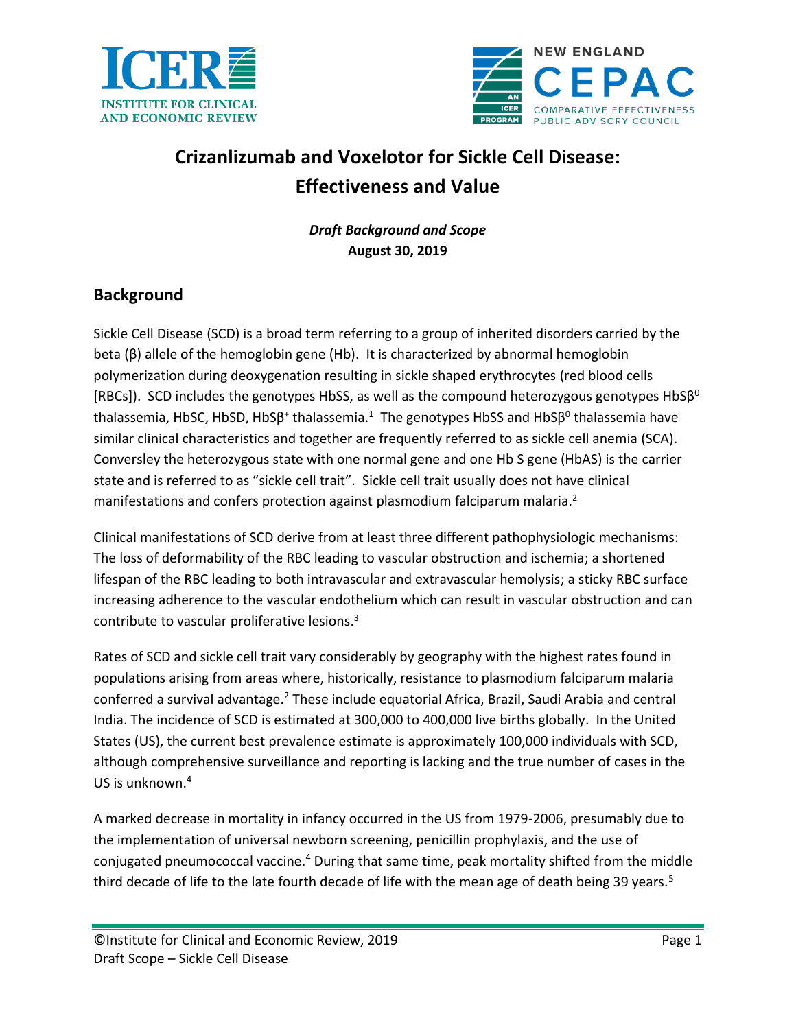# Crizanlizumab and Voxelotor for Sickle Cell Disease: Effectiveness and Value

***Draft Background and Scope***
**August 30, 2019**

## Background

Sickle Cell Disease (SCD) is a broad term referring to a group of inherited disorders carried by the beta (β) allele of the hemoglobin gene (Hb). It is characterized by abnormal hemoglobin polymerization during deoxygenation resulting in sickle shaped erythrocytes (red blood cells [RBCs]). SCD includes the genotypes HbSS, as well as the compound heterozygous genotypes $HbS\beta^0$ thalassemia, HbSC, HbSD, $HbS\beta^+$ thalassemia.[1] The genotypes HbSS and $HbS\beta^0$ thalassemia have similar clinical characteristics and together are frequently referred to as sickle cell anemia (SCA). Conversley the heterozygous state with one normal gene and one Hb S gene (HbAS) is the carrier state and is referred to as "sickle cell trait". Sickle cell trait usually does not have clinical manifestations and confers protection against plasmodium falciparum malaria.[2]

Clinical manifestations of SCD derive from at least three different pathophysiologic mechanisms: The loss of deformability of the RBC leading to vascular obstruction and ischemia; a shortened lifespan of the RBC leading to both intravascular and extravascular hemolysis; a sticky RBC surface increasing adherence to the vascular endothelium which can result in vascular obstruction and can contribute to vascular proliferative lesions.[3]

Rates of SCD and sickle cell trait vary considerably by geography with the highest rates found in populations arising from areas where, historically, resistance to plasmodium falciparum malaria conferred a survival advantage.[2] These include equatorial Africa, Brazil, Saudi Arabia and central India. The incidence of SCD is estimated at 300,000 to 400,000 live births globally. In the United States (US), the current best prevalence estimate is approximately 100,000 individuals with SCD, although comprehensive surveillance and reporting is lacking and the true number of cases in the US is unknown.[4]

A marked decrease in mortality in infancy occurred in the US from 1979-2006, presumably due to the implementation of universal newborn screening, penicillin prophylaxis, and the use of conjugated pneumococcal vaccine.[4] During that same time, peak mortality shifted from the middle third decade of life to the late fourth decade of life with the mean age of death being 39 years.[5]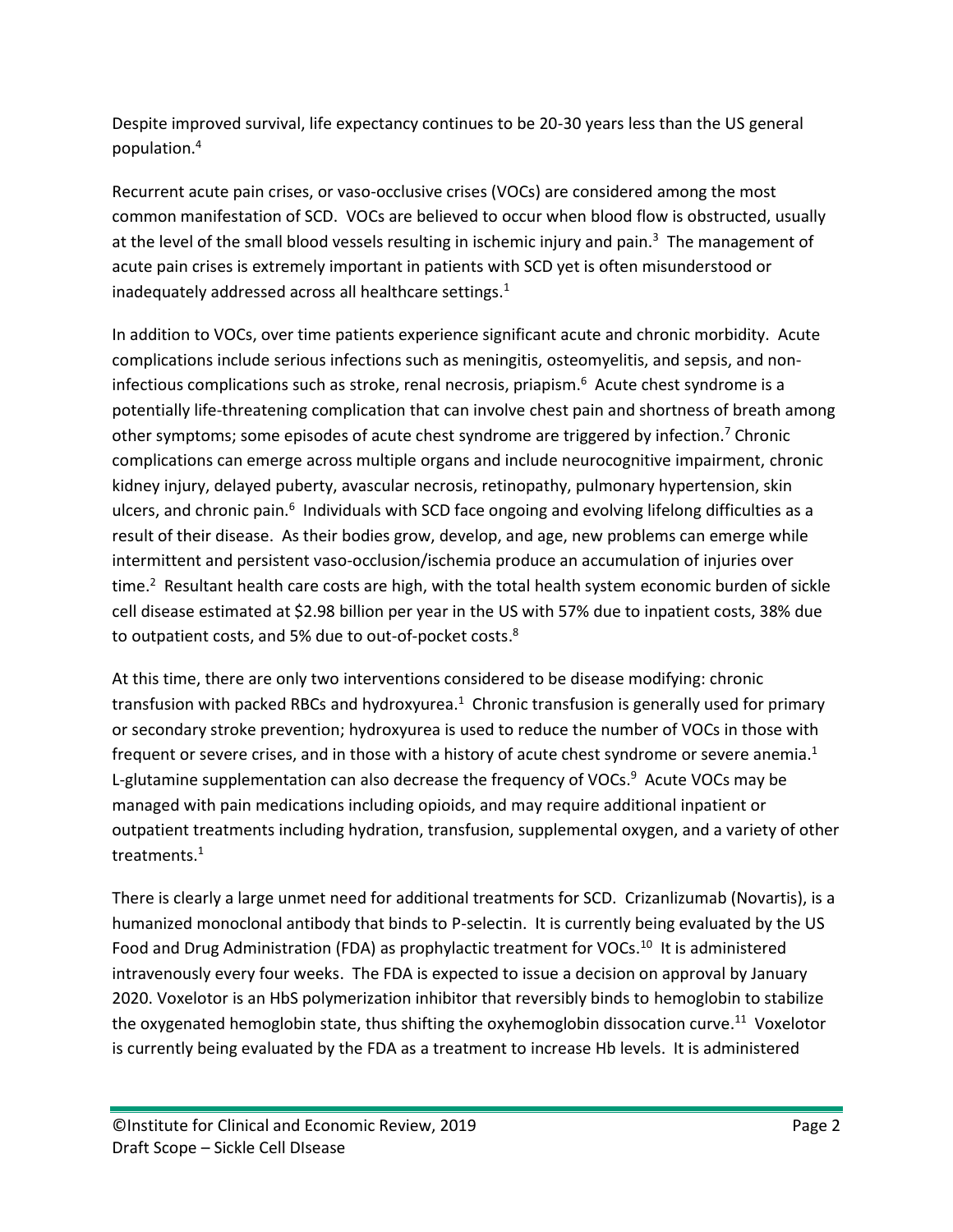Despite improved survival, life expectancy continues to be 20-30 years less than the US general population.[4]

Recurrent acute pain crises, or vaso-occlusive crises (VOCs) are considered among the most common manifestation of SCD. VOCs are believed to occur when blood flow is obstructed, usually at the level of the small blood vessels resulting in ischemic injury and pain.[3] The management of acute pain crises is extremely important in patients with SCD yet is often misunderstood or inadequately addressed across all healthcare settings.[1]

In addition to VOCs, over time patients experience significant acute and chronic morbidity. Acute complications include serious infections such as meningitis, osteomyelitis, and sepsis, and non-infectious complications such as stroke, renal necrosis, priapism.[6] Acute chest syndrome is a potentially life-threatening complication that can involve chest pain and shortness of breath among other symptoms; some episodes of acute chest syndrome are triggered by infection.[7] Chronic complications can emerge across multiple organs and include neurocognitive impairment, chronic kidney injury, delayed puberty, avascular necrosis, retinopathy, pulmonary hypertension, skin ulcers, and chronic pain.[6] Individuals with SCD face ongoing and evolving lifelong difficulties as a result of their disease. As their bodies grow, develop, and age, new problems can emerge while intermittent and persistent vaso-occlusion/ischemia produce an accumulation of injuries over time.[2] Resultant health care costs are high, with the total health system economic burden of sickle cell disease estimated at $2.98 billion per year in the US with 57% due to inpatient costs, 38% due to outpatient costs, and 5% due to out-of-pocket costs.[8]

At this time, there are only two interventions considered to be disease modifying: chronic transfusion with packed RBCs and hydroxyurea.[1] Chronic transfusion is generally used for primary or secondary stroke prevention; hydroxyurea is used to reduce the number of VOCs in those with frequent or severe crises, and in those with a history of acute chest syndrome or severe anemia.[1] L-glutamine supplementation can also decrease the frequency of VOCs.[9] Acute VOCs may be managed with pain medications including opioids, and may require additional inpatient or outpatient treatments including hydration, transfusion, supplemental oxygen, and a variety of other treatments.[1]

There is clearly a large unmet need for additional treatments for SCD. Crizanlizumab (Novartis), is a humanized monoclonal antibody that binds to P-selectin. It is currently being evaluated by the US Food and Drug Administration (FDA) as prophylactic treatment for VOCs.[10] It is administered intravenously every four weeks. The FDA is expected to issue a decision on approval by January 2020. Voxelotor is an HbS polymerization inhibitor that reversibly binds to hemoglobin to stabilize the oxygenated hemoglobin state, thus shifting the oxyhemoglobin dissocation curve.[11] Voxelotor is currently being evaluated by the FDA as a treatment to increase Hb levels. It is administered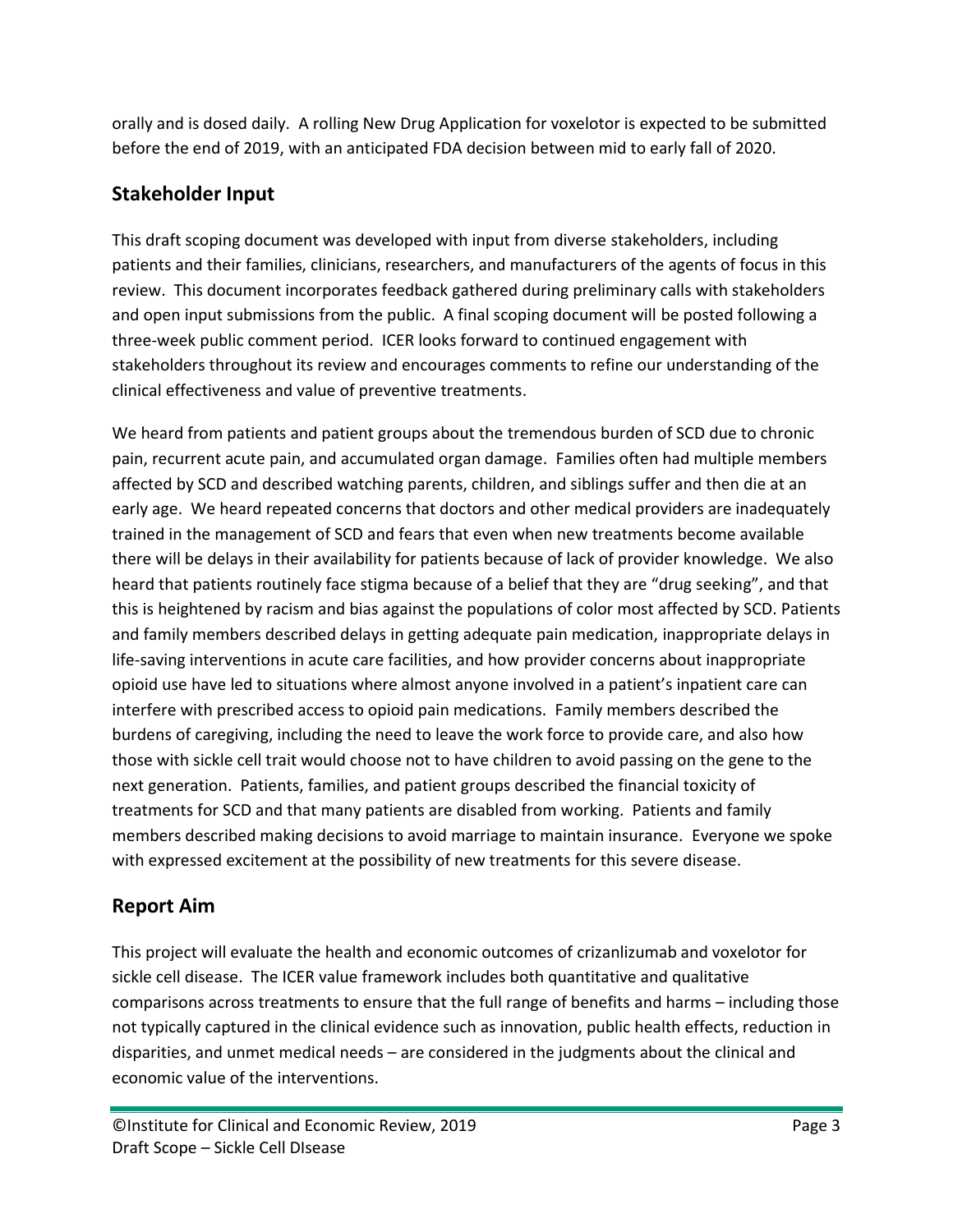orally and is dosed daily. A rolling New Drug Application for voxelotor is expected to be submitted before the end of 2019, with an anticipated FDA decision between mid to early fall of 2020.

## Stakeholder Input

This draft scoping document was developed with input from diverse stakeholders, including patients and their families, clinicians, researchers, and manufacturers of the agents of focus in this review. This document incorporates feedback gathered during preliminary calls with stakeholders and open input submissions from the public. A final scoping document will be posted following a three-week public comment period. ICER looks forward to continued engagement with stakeholders throughout its review and encourages comments to refine our understanding of the clinical effectiveness and value of preventive treatments.

We heard from patients and patient groups about the tremendous burden of SCD due to chronic pain, recurrent acute pain, and accumulated organ damage. Families often had multiple members affected by SCD and described watching parents, children, and siblings suffer and then die at an early age. We heard repeated concerns that doctors and other medical providers are inadequately trained in the management of SCD and fears that even when new treatments become available there will be delays in their availability for patients because of lack of provider knowledge. We also heard that patients routinely face stigma because of a belief that they are "drug seeking", and that this is heightened by racism and bias against the populations of color most affected by SCD. Patients and family members described delays in getting adequate pain medication, inappropriate delays in life-saving interventions in acute care facilities, and how provider concerns about inappropriate opioid use have led to situations where almost anyone involved in a patient's inpatient care can interfere with prescribed access to opioid pain medications. Family members described the burdens of caregiving, including the need to leave the work force to provide care, and also how those with sickle cell trait would choose not to have children to avoid passing on the gene to the next generation. Patients, families, and patient groups described the financial toxicity of treatments for SCD and that many patients are disabled from working. Patients and family members described making decisions to avoid marriage to maintain insurance. Everyone we spoke with expressed excitement at the possibility of new treatments for this severe disease.

## Report Aim

This project will evaluate the health and economic outcomes of crizanlizumab and voxelotor for sickle cell disease. The ICER value framework includes both quantitative and qualitative comparisons across treatments to ensure that the full range of benefits and harms – including those not typically captured in the clinical evidence such as innovation, public health effects, reduction in disparities, and unmet medical needs – are considered in the judgments about the clinical and economic value of the interventions.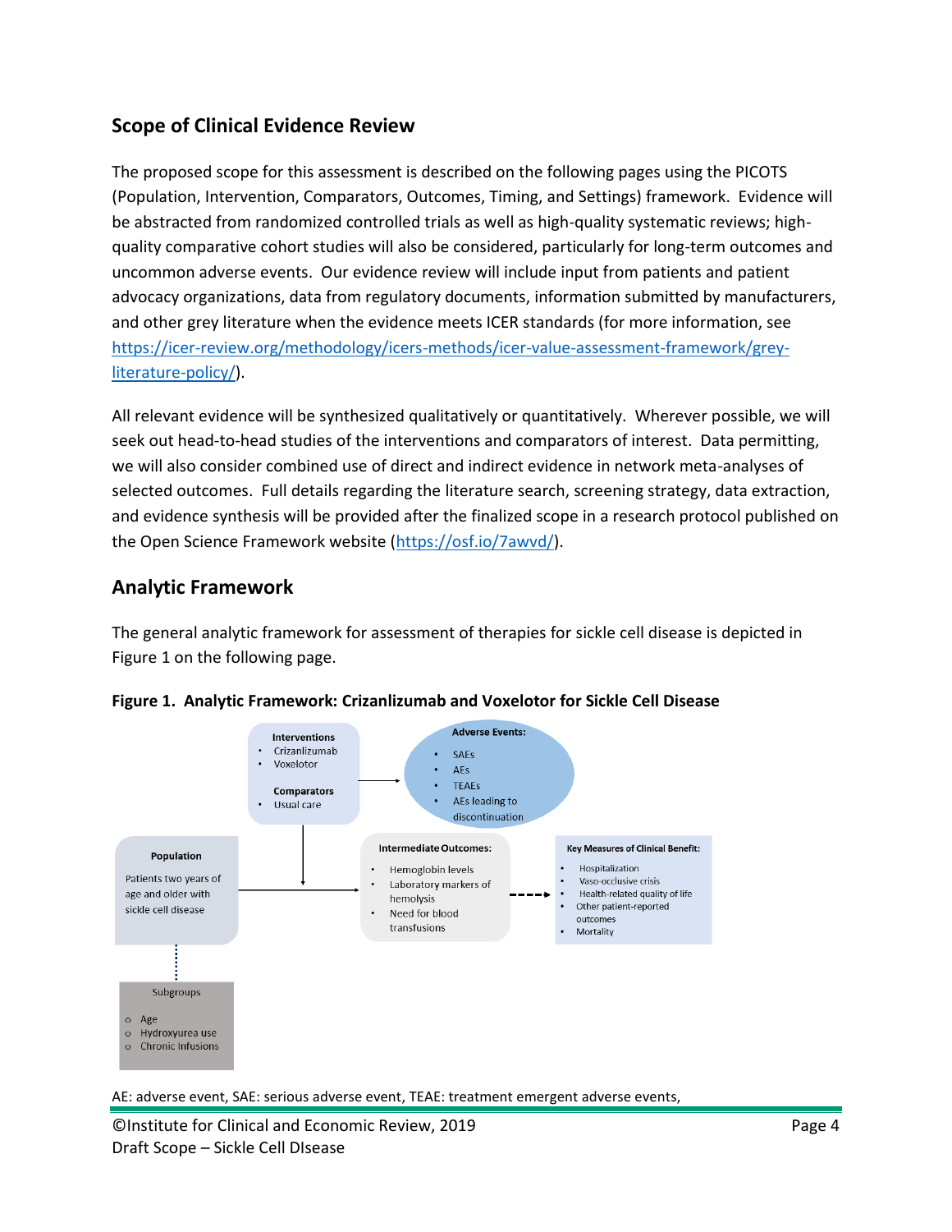## Scope of Clinical Evidence Review

The proposed scope for this assessment is described on the following pages using the PICOTS (Population, Intervention, Comparators, Outcomes, Timing, and Settings) framework. Evidence will be abstracted from randomized controlled trials as well as high-quality systematic reviews; high-quality comparative cohort studies will also be considered, particularly for long-term outcomes and uncommon adverse events. Our evidence review will include input from patients and patient advocacy organizations, data from regulatory documents, information submitted by manufacturers, and other grey literature when the evidence meets ICER standards (for more information, see https://icer-review.org/methodology/icers-methods/icer-value-assessment-framework/grey-literature-policy/).

All relevant evidence will be synthesized qualitatively or quantitatively. Wherever possible, we will seek out head-to-head studies of the interventions and comparators of interest. Data permitting, we will also consider combined use of direct and indirect evidence in network meta-analyses of selected outcomes. Full details regarding the literature search, screening strategy, data extraction, and evidence synthesis will be provided after the finalized scope in a research protocol published on the Open Science Framework website (https://osf.io/7awvd/).

## Analytic Framework

The general analytic framework for assessment of therapies for sickle cell disease is depicted in Figure 1 on the following page.

**Figure 1. Analytic Framework: Crizanlizumab and Voxelotor for Sickle Cell Disease**

**Interventions**
- Crizanlizumab
- Voxelotor

**Comparators**
- Usual care

**Adverse Events:**
- SAEs
- AEs
- TEAEs
- AEs leading to discontinuation

**Population**

Patients two years of age and older with sickle cell disease

**Intermediate Outcomes:**
- Hemoglobin levels
- Laboratory markers of hemolysis
- Need for blood transfusions

**Key Measures of Clinical Benefit:**
- Hospitalization
- Vaso-occlusive crisis
- Health-related quality of life
- Other patient-reported outcomes
- Mortality

**Subgroups**
- Age
- Hydroxyurea use
- Chronic Infusions

AE: adverse event, SAE: serious adverse event, TEAE: treatment emergent adverse events,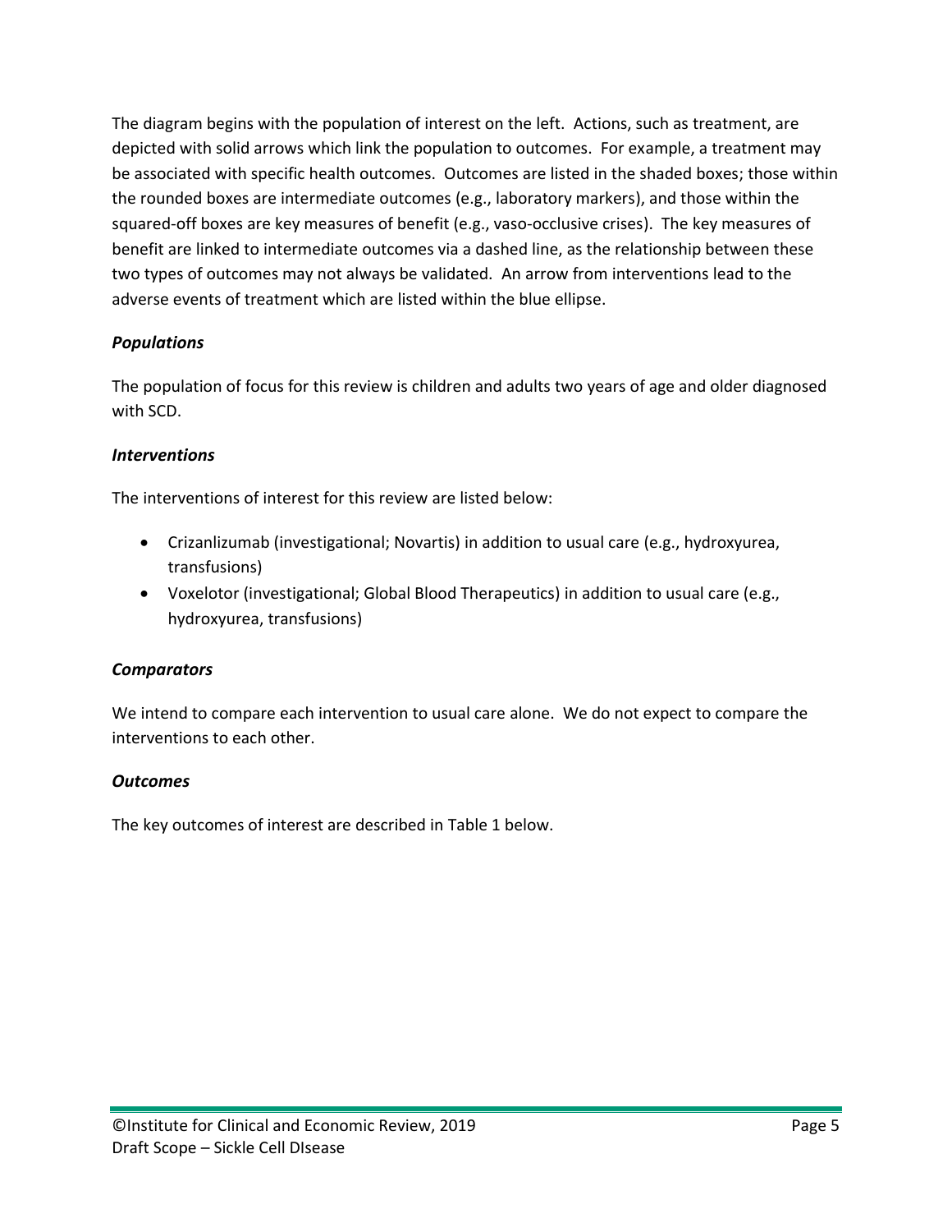The diagram begins with the population of interest on the left. Actions, such as treatment, are depicted with solid arrows which link the population to outcomes. For example, a treatment may be associated with specific health outcomes. Outcomes are listed in the shaded boxes; those within the rounded boxes are intermediate outcomes (e.g., laboratory markers), and those within the squared-off boxes are key measures of benefit (e.g., vaso-occlusive crises). The key measures of benefit are linked to intermediate outcomes via a dashed line, as the relationship between these two types of outcomes may not always be validated. An arrow from interventions lead to the adverse events of treatment which are listed within the blue ellipse.

### *Populations*

The population of focus for this review is children and adults two years of age and older diagnosed with SCD.

### *Interventions*

The interventions of interest for this review are listed below:

- Crizanlizumab (investigational; Novartis) in addition to usual care (e.g., hydroxyurea, transfusions)
- Voxelotor (investigational; Global Blood Therapeutics) in addition to usual care (e.g., hydroxyurea, transfusions)

### *Comparators*

We intend to compare each intervention to usual care alone. We do not expect to compare the interventions to each other.

### *Outcomes*

The key outcomes of interest are described in Table 1 below.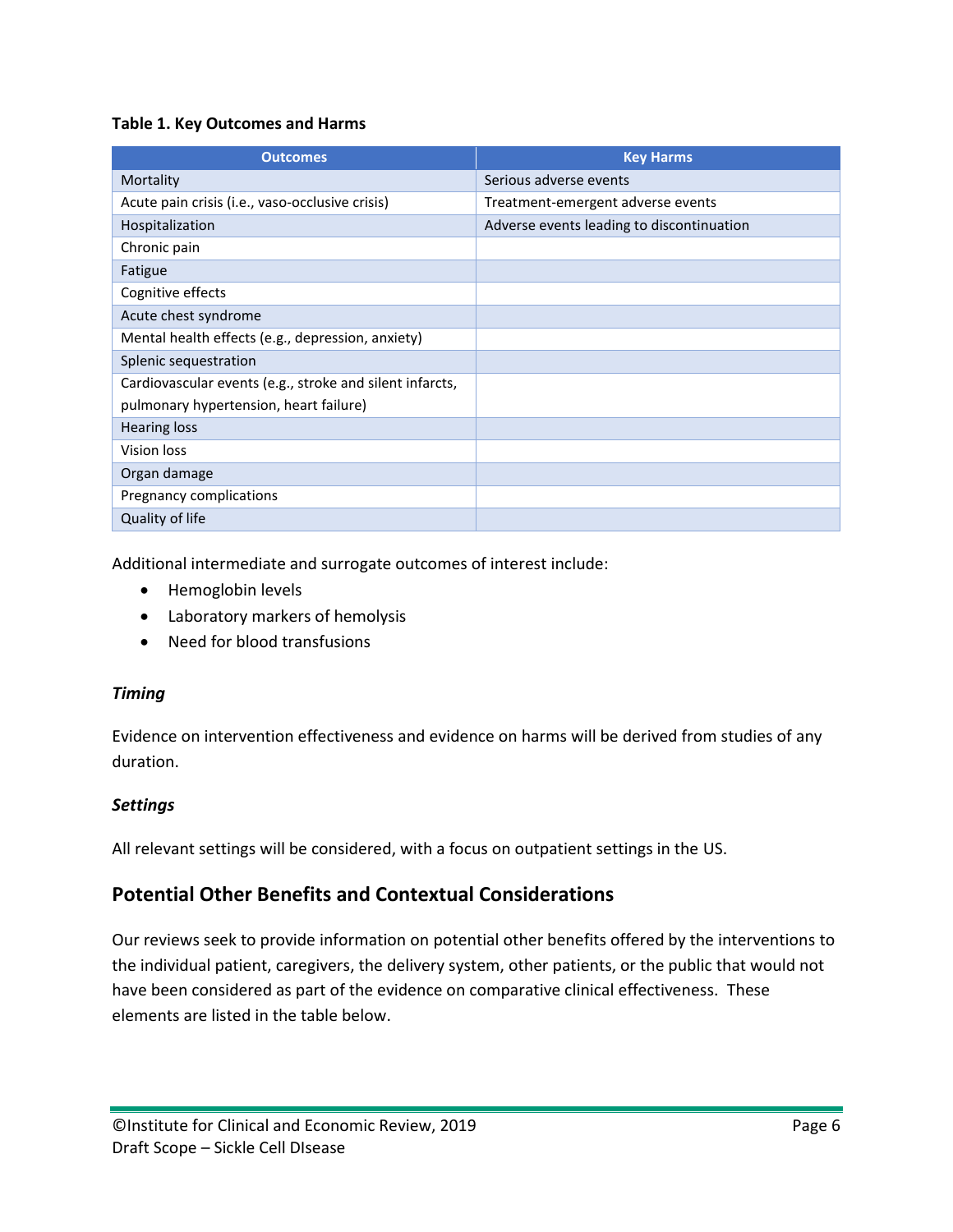**Table 1. Key Outcomes and Harms**

| Outcomes | Key Harms |
|---|---|
| Mortality | Serious adverse events |
| Acute pain crisis (i.e., vaso-occlusive crisis) | Treatment-emergent adverse events |
| Hospitalization | Adverse events leading to discontinuation |
| Chronic pain | |
| Fatigue | |
| Cognitive effects | |
| Acute chest syndrome | |
| Mental health effects (e.g., depression, anxiety) | |
| Splenic sequestration | |
| Cardiovascular events (e.g., stroke and silent infarcts, pulmonary hypertension, heart failure) | |
| Hearing loss | |
| Vision loss | |
| Organ damage | |
| Pregnancy complications | |
| Quality of life | |

Additional intermediate and surrogate outcomes of interest include:

- Hemoglobin levels
- Laboratory markers of hemolysis
- Need for blood transfusions

### *Timing*

Evidence on intervention effectiveness and evidence on harms will be derived from studies of any duration.

### *Settings*

All relevant settings will be considered, with a focus on outpatient settings in the US.

## Potential Other Benefits and Contextual Considerations

Our reviews seek to provide information on potential other benefits offered by the interventions to the individual patient, caregivers, the delivery system, other patients, or the public that would not have been considered as part of the evidence on comparative clinical effectiveness. These elements are listed in the table below.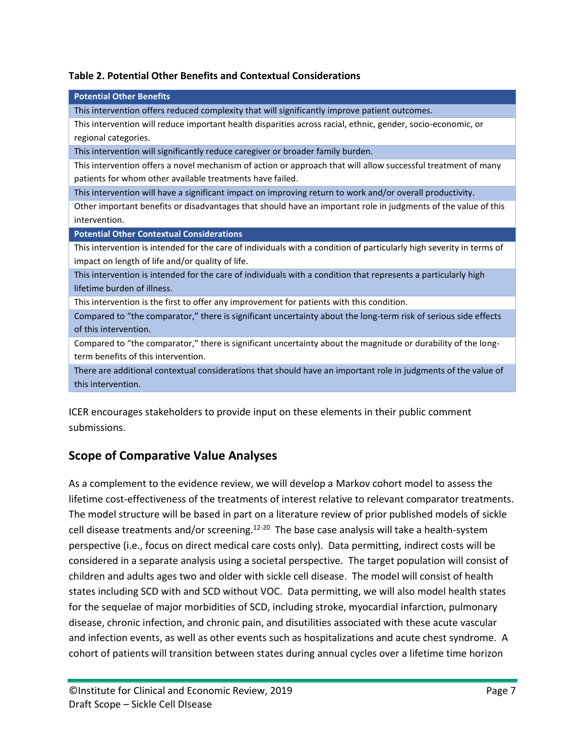**Table 2. Potential Other Benefits and Contextual Considerations**

| Potential Other Benefits |
|---|
| This intervention offers reduced complexity that will significantly improve patient outcomes. |
| This intervention will reduce important health disparities across racial, ethnic, gender, socio-economic, or regional categories. |
| This intervention will significantly reduce caregiver or broader family burden. |
| This intervention offers a novel mechanism of action or approach that will allow successful treatment of many patients for whom other available treatments have failed. |
| This intervention will have a significant impact on improving return to work and/or overall productivity. |
| Other important benefits or disadvantages that should have an important role in judgments of the value of this intervention. |
| **Potential Other Contextual Considerations** |
| This intervention is intended for the care of individuals with a condition of particularly high severity in terms of impact on length of life and/or quality of life. |
| This intervention is intended for the care of individuals with a condition that represents a particularly high lifetime burden of illness. |
| This intervention is the first to offer any improvement for patients with this condition. |
| Compared to "the comparator," there is significant uncertainty about the long-term risk of serious side effects of this intervention. |
| Compared to "the comparator," there is significant uncertainty about the magnitude or durability of the long-term benefits of this intervention. |
| There are additional contextual considerations that should have an important role in judgments of the value of this intervention. |

ICER encourages stakeholders to provide input on these elements in their public comment submissions.

## Scope of Comparative Value Analyses

As a complement to the evidence review, we will develop a Markov cohort model to assess the lifetime cost-effectiveness of the treatments of interest relative to relevant comparator treatments. The model structure will be based in part on a literature review of prior published models of sickle cell disease treatments and/or screening.[12-20] The base case analysis will take a health-system perspective (i.e., focus on direct medical care costs only). Data permitting, indirect costs will be considered in a separate analysis using a societal perspective. The target population will consist of children and adults ages two and older with sickle cell disease. The model will consist of health states including SCD with and SCD without VOC. Data permitting, we will also model health states for the sequelae of major morbidities of SCD, including stroke, myocardial infarction, pulmonary disease, chronic infection, and chronic pain, and disutilities associated with these acute vascular and infection events, as well as other events such as hospitalizations and acute chest syndrome. A cohort of patients will transition between states during annual cycles over a lifetime time horizon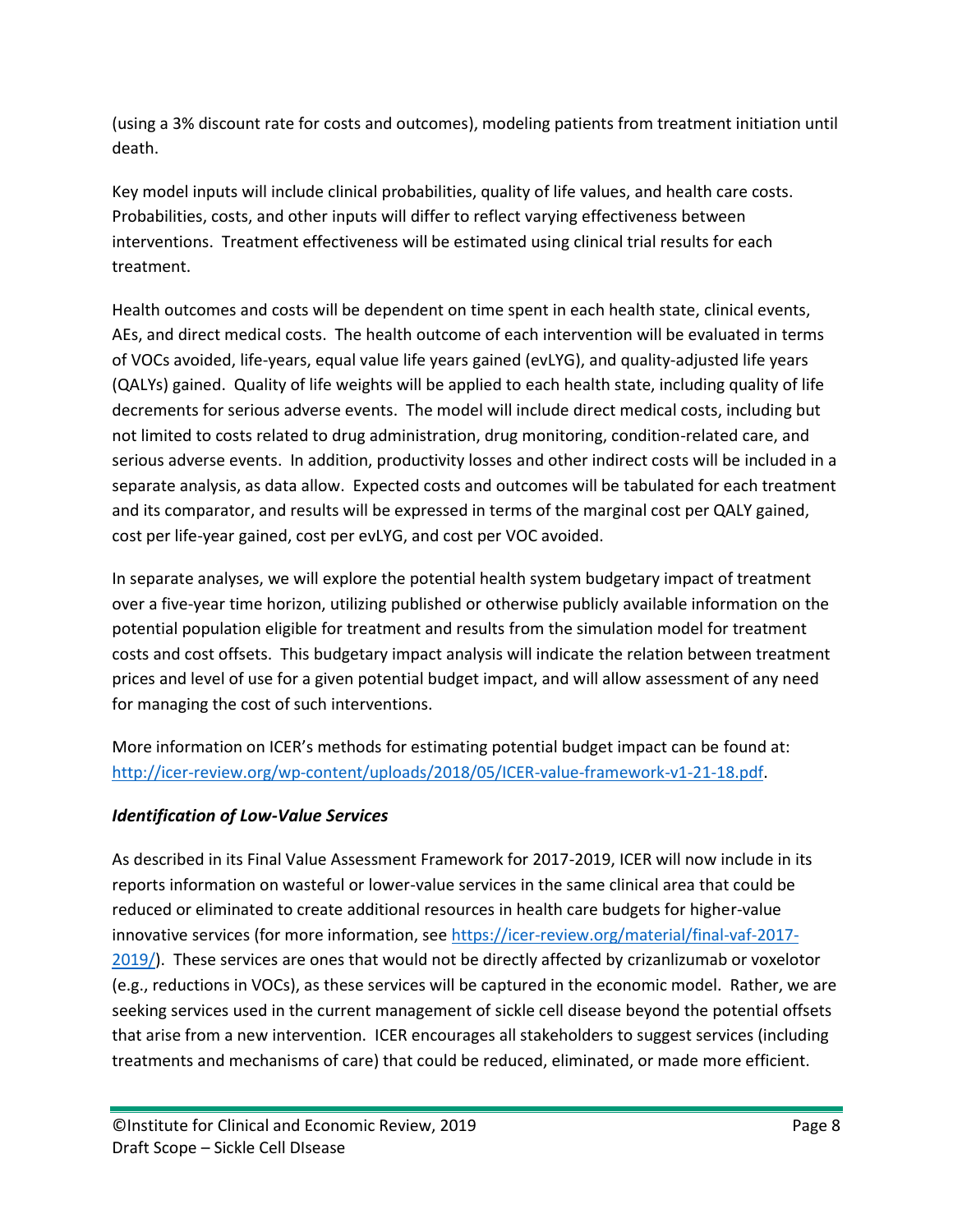(using a 3% discount rate for costs and outcomes), modeling patients from treatment initiation until death.

Key model inputs will include clinical probabilities, quality of life values, and health care costs. Probabilities, costs, and other inputs will differ to reflect varying effectiveness between interventions. Treatment effectiveness will be estimated using clinical trial results for each treatment.

Health outcomes and costs will be dependent on time spent in each health state, clinical events, AEs, and direct medical costs. The health outcome of each intervention will be evaluated in terms of VOCs avoided, life-years, equal value life years gained (evLYG), and quality-adjusted life years (QALYs) gained. Quality of life weights will be applied to each health state, including quality of life decrements for serious adverse events. The model will include direct medical costs, including but not limited to costs related to drug administration, drug monitoring, condition-related care, and serious adverse events. In addition, productivity losses and other indirect costs will be included in a separate analysis, as data allow. Expected costs and outcomes will be tabulated for each treatment and its comparator, and results will be expressed in terms of the marginal cost per QALY gained, cost per life-year gained, cost per evLYG, and cost per VOC avoided.

In separate analyses, we will explore the potential health system budgetary impact of treatment over a five-year time horizon, utilizing published or otherwise publicly available information on the potential population eligible for treatment and results from the simulation model for treatment costs and cost offsets. This budgetary impact analysis will indicate the relation between treatment prices and level of use for a given potential budget impact, and will allow assessment of any need for managing the cost of such interventions.

More information on ICER's methods for estimating potential budget impact can be found at: [http://icer-review.org/wp-content/uploads/2018/05/ICER-value-framework-v1-21-18.pdf](http://icer-review.org/wp-content/uploads/2018/05/ICER-value-framework-v1-21-18.pdf).

### *Identification of Low-Value Services*

As described in its Final Value Assessment Framework for 2017-2019, ICER will now include in its reports information on wasteful or lower-value services in the same clinical area that could be reduced or eliminated to create additional resources in health care budgets for higher-value innovative services (for more information, see [https://icer-review.org/material/final-vaf-2017-2019/](https://icer-review.org/material/final-vaf-2017-2019/)). These services are ones that would not be directly affected by crizanlizumab or voxelotor (e.g., reductions in VOCs), as these services will be captured in the economic model. Rather, we are seeking services used in the current management of sickle cell disease beyond the potential offsets that arise from a new intervention. ICER encourages all stakeholders to suggest services (including treatments and mechanisms of care) that could be reduced, eliminated, or made more efficient.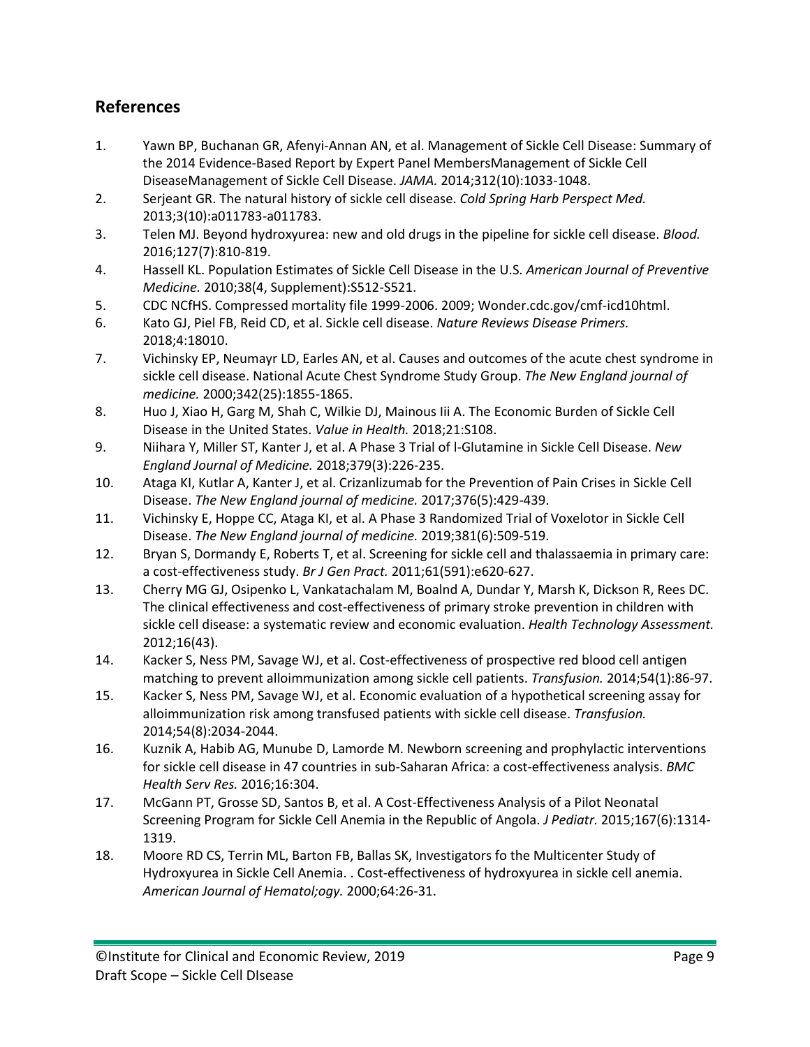## References

1. Yawn BP, Buchanan GR, Afenyi-Annan AN, et al. Management of Sickle Cell Disease: Summary of the 2014 Evidence-Based Report by Expert Panel MembersManagement of Sickle Cell DiseaseManagement of Sickle Cell Disease. *JAMA.* 2014;312(10):1033-1048.
2. Serjeant GR. The natural history of sickle cell disease. *Cold Spring Harb Perspect Med.* 2013;3(10):a011783-a011783.
3. Telen MJ. Beyond hydroxyurea: new and old drugs in the pipeline for sickle cell disease. *Blood.* 2016;127(7):810-819.
4. Hassell KL. Population Estimates of Sickle Cell Disease in the U.S. *American Journal of Preventive Medicine.* 2010;38(4, Supplement):S512-S521.
5. CDC NCfHS. Compressed mortality file 1999-2006. 2009; Wonder.cdc.gov/cmf-icd10html.
6. Kato GJ, Piel FB, Reid CD, et al. Sickle cell disease. *Nature Reviews Disease Primers.* 2018;4:18010.
7. Vichinsky EP, Neumayr LD, Earles AN, et al. Causes and outcomes of the acute chest syndrome in sickle cell disease. National Acute Chest Syndrome Study Group. *The New England journal of medicine.* 2000;342(25):1855-1865.
8. Huo J, Xiao H, Garg M, Shah C, Wilkie DJ, Mainous Iii A. The Economic Burden of Sickle Cell Disease in the United States. *Value in Health.* 2018;21:S108.
9. Niihara Y, Miller ST, Kanter J, et al. A Phase 3 Trial of l-Glutamine in Sickle Cell Disease. *New England Journal of Medicine.* 2018;379(3):226-235.
10. Ataga KI, Kutlar A, Kanter J, et al. Crizanlizumab for the Prevention of Pain Crises in Sickle Cell Disease. *The New England journal of medicine.* 2017;376(5):429-439.
11. Vichinsky E, Hoppe CC, Ataga KI, et al. A Phase 3 Randomized Trial of Voxelotor in Sickle Cell Disease. *The New England journal of medicine.* 2019;381(6):509-519.
12. Bryan S, Dormandy E, Roberts T, et al. Screening for sickle cell and thalassaemia in primary care: a cost-effectiveness study. *Br J Gen Pract.* 2011;61(591):e620-627.
13. Cherry MG GJ, Osipenko L, Vankatachalam M, Boalnd A, Dundar Y, Marsh K, Dickson R, Rees DC. The clinical effectiveness and cost-effectiveness of primary stroke prevention in children with sickle cell disease: a systematic review and economic evaluation. *Health Technology Assessment.* 2012;16(43).
14. Kacker S, Ness PM, Savage WJ, et al. Cost-effectiveness of prospective red blood cell antigen matching to prevent alloimmunization among sickle cell patients. *Transfusion.* 2014;54(1):86-97.
15. Kacker S, Ness PM, Savage WJ, et al. Economic evaluation of a hypothetical screening assay for alloimmunization risk among transfused patients with sickle cell disease. *Transfusion.* 2014;54(8):2034-2044.
16. Kuznik A, Habib AG, Munube D, Lamorde M. Newborn screening and prophylactic interventions for sickle cell disease in 47 countries in sub-Saharan Africa: a cost-effectiveness analysis. *BMC Health Serv Res.* 2016;16:304.
17. McGann PT, Grosse SD, Santos B, et al. A Cost-Effectiveness Analysis of a Pilot Neonatal Screening Program for Sickle Cell Anemia in the Republic of Angola. *J Pediatr.* 2015;167(6):1314-1319.
18. Moore RD CS, Terrin ML, Barton FB, Ballas SK, Investigators fo the Multicenter Study of Hydroxyurea in Sickle Cell Anemia. . Cost-effectiveness of hydroxyurea in sickle cell anemia. *American Journal of Hematol;ogy.* 2000;64:26-31.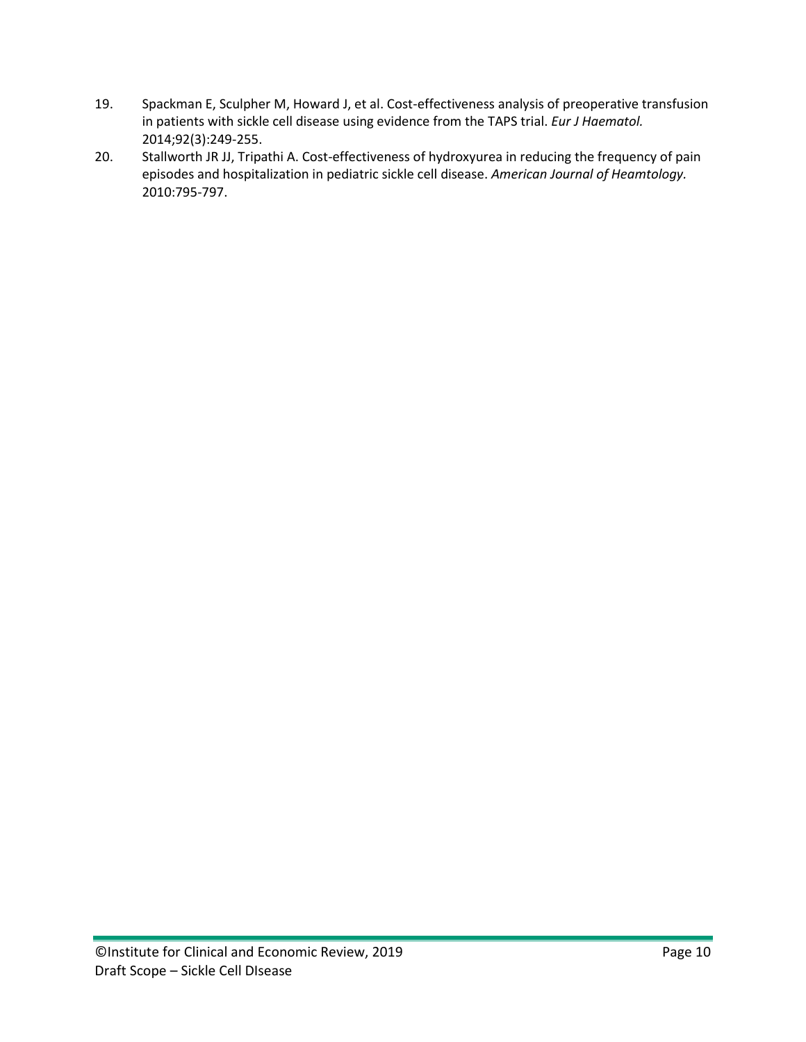19. Spackman E, Sculpher M, Howard J, et al. Cost-effectiveness analysis of preoperative transfusion in patients with sickle cell disease using evidence from the TAPS trial. *Eur J Haematol.* 2014;92(3):249-255.
20. Stallworth JR JJ, Tripathi A. Cost-effectiveness of hydroxyurea in reducing the frequency of pain episodes and hospitalization in pediatric sickle cell disease. *American Journal of Heamtology.* 2010:795-797.